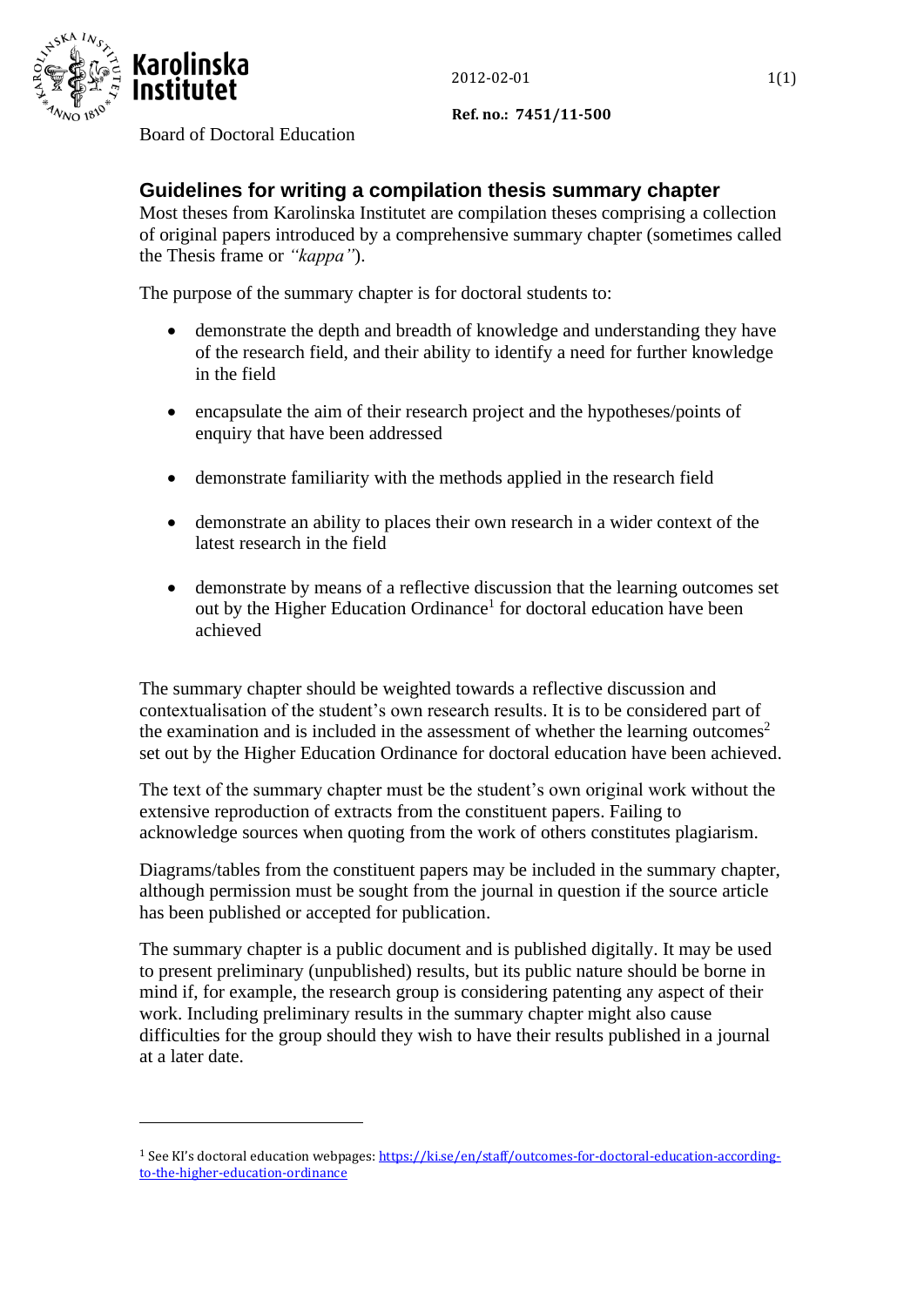Board of Doctoral Education

2012-02-01

**Ref. no.: 7451/11-500**

## Guidelines for writing a compilation thesis summary chapter

Most theses from Karolinska Institutet are compilation theses comprising a collection of original papers introduced by a comprehensive summary chapter (sometimes called the Thesis frame or *"kappa"*).

The purpose of the summary chapter is for doctoral students to:

- demonstrate the depth and breadth of knowledge and understanding they have of the research field, and their ability to identify a need for further knowledge in the field
- encapsulate the aim of their research project and the hypotheses/points of enquiry that have been addressed
- demonstrate familiarity with the methods applied in the research field
- demonstrate an ability to places their own research in a wider context of the latest research in the field
- demonstrate by means of a reflective discussion that the learning outcomes set out by the Higher Education Ordinance[1] for doctoral education have been achieved

The summary chapter should be weighted towards a reflective discussion and contextualisation of the student's own research results. It is to be considered part of the examination and is included in the assessment of whether the learning outcomes[2] set out by the Higher Education Ordinance for doctoral education have been achieved.

The text of the summary chapter must be the student's own original work without the extensive reproduction of extracts from the constituent papers. Failing to acknowledge sources when quoting from the work of others constitutes plagiarism.

Diagrams/tables from the constituent papers may be included in the summary chapter, although permission must be sought from the journal in question if the source article has been published or accepted for publication.

The summary chapter is a public document and is published digitally. It may be used to present preliminary (unpublished) results, but its public nature should be borne in mind if, for example, the research group is considering patenting any aspect of their work. Including preliminary results in the summary chapter might also cause difficulties for the group should they wish to have their results published in a journal at a later date.

---

[1] See KI's doctoral education webpages: https://ki.se/en/staff/outcomes-for-doctoral-education-according-to-the-higher-education-ordinance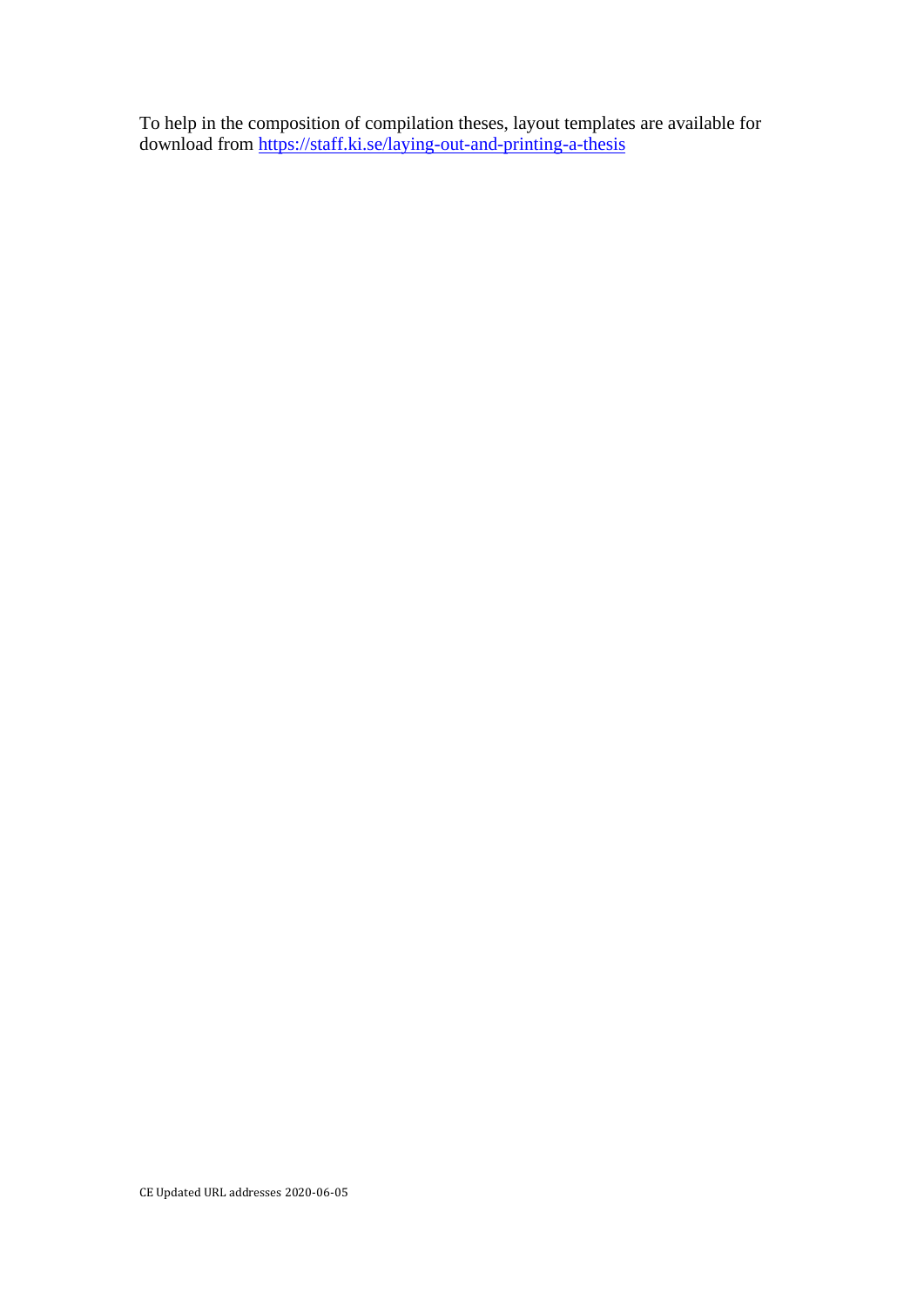To help in the composition of compilation theses, layout templates are available for download from https://staff.ki.se/laying-out-and-printing-a-thesis

CE Updated URL addresses 2020-06-05